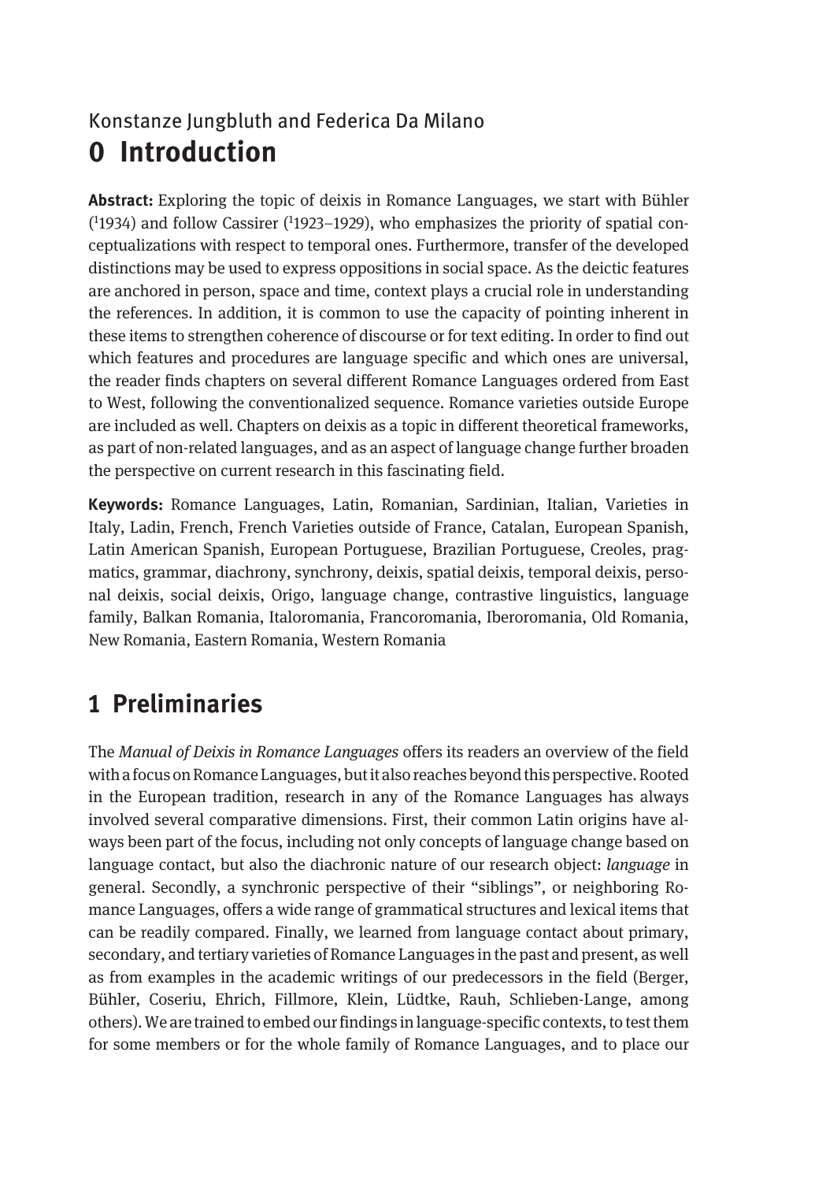Konstanze Jungbluth and Federica Da Milano

# 0 Introduction

**Abstract:** Exploring the topic of deixis in Romance Languages, we start with Bühler ([1]1934) and follow Cassirer ([1]1923–1929), who emphasizes the priority of spatial conceptualizations with respect to temporal ones. Furthermore, transfer of the developed distinctions may be used to express oppositions in social space. As the deictic features are anchored in person, space and time, context plays a crucial role in understanding the references. In addition, it is common to use the capacity of pointing inherent in these items to strengthen coherence of discourse or for text editing. In order to find out which features and procedures are language specific and which ones are universal, the reader finds chapters on several different Romance Languages ordered from East to West, following the conventionalized sequence. Romance varieties outside Europe are included as well. Chapters on deixis as a topic in different theoretical frameworks, as part of non-related languages, and as an aspect of language change further broaden the perspective on current research in this fascinating field.

**Keywords:** Romance Languages, Latin, Romanian, Sardinian, Italian, Varieties in Italy, Ladin, French, French Varieties outside of France, Catalan, European Spanish, Latin American Spanish, European Portuguese, Brazilian Portuguese, Creoles, pragmatics, grammar, diachrony, synchrony, deixis, spatial deixis, temporal deixis, personal deixis, social deixis, Origo, language change, contrastive linguistics, language family, Balkan Romania, Italoromania, Francoromania, Iberoromania, Old Romania, New Romania, Eastern Romania, Western Romania

## 1 Preliminaries

The *Manual of Deixis in Romance Languages* offers its readers an overview of the field with a focus on Romance Languages, but it also reaches beyond this perspective. Rooted in the European tradition, research in any of the Romance Languages has always involved several comparative dimensions. First, their common Latin origins have always been part of the focus, including not only concepts of language change based on language contact, but also the diachronic nature of our research object: *language* in general. Secondly, a synchronic perspective of their "siblings", or neighboring Romance Languages, offers a wide range of grammatical structures and lexical items that can be readily compared. Finally, we learned from language contact about primary, secondary, and tertiary varieties of Romance Languages in the past and present, as well as from examples in the academic writings of our predecessors in the field (Berger, Bühler, Coseriu, Ehrich, Fillmore, Klein, Lüdtke, Rauh, Schlieben-Lange, among others). We are trained to embed our findings in language-specific contexts, to test them for some members or for the whole family of Romance Languages, and to place our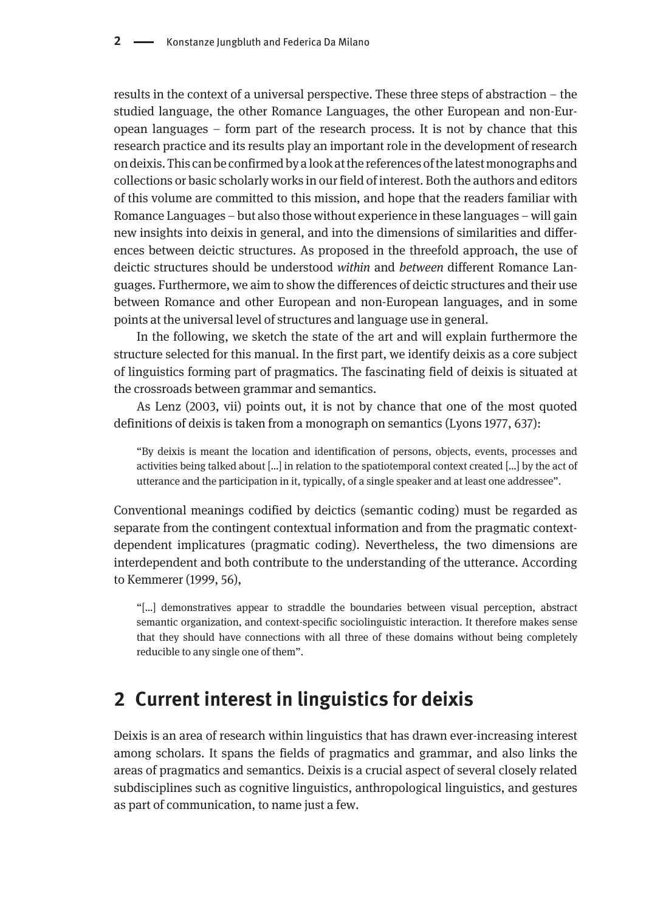results in the context of a universal perspective. These three steps of abstraction – the studied language, the other Romance Languages, the other European and non-European languages – form part of the research process. It is not by chance that this research practice and its results play an important role in the development of research on deixis. This can be confirmed by a look at the references of the latest monographs and collections or basic scholarly works in our field of interest. Both the authors and editors of this volume are committed to this mission, and hope that the readers familiar with Romance Languages – but also those without experience in these languages – will gain new insights into deixis in general, and into the dimensions of similarities and differences between deictic structures. As proposed in the threefold approach, the use of deictic structures should be understood *within* and *between* different Romance Languages. Furthermore, we aim to show the differences of deictic structures and their use between Romance and other European and non-European languages, and in some points at the universal level of structures and language use in general.

In the following, we sketch the state of the art and will explain furthermore the structure selected for this manual. In the first part, we identify deixis as a core subject of linguistics forming part of pragmatics. The fascinating field of deixis is situated at the crossroads between grammar and semantics.

As Lenz (2003, vii) points out, it is not by chance that one of the most quoted definitions of deixis is taken from a monograph on semantics (Lyons 1977, 637):

> "By deixis is meant the location and identification of persons, objects, events, processes and activities being talked about [...] in relation to the spatiotemporal context created [...] by the act of utterance and the participation in it, typically, of a single speaker and at least one addressee".

Conventional meanings codified by deictics (semantic coding) must be regarded as separate from the contingent contextual information and from the pragmatic context-dependent implicatures (pragmatic coding). Nevertheless, the two dimensions are interdependent and both contribute to the understanding of the utterance. According to Kemmerer (1999, 56),

> "[...] demonstratives appear to straddle the boundaries between visual perception, abstract semantic organization, and context-specific sociolinguistic interaction. It therefore makes sense that they should have connections with all three of these domains without being completely reducible to any single one of them".

## 2 Current interest in linguistics for deixis

Deixis is an area of research within linguistics that has drawn ever-increasing interest among scholars. It spans the fields of pragmatics and grammar, and also links the areas of pragmatics and semantics. Deixis is a crucial aspect of several closely related subdisciplines such as cognitive linguistics, anthropological linguistics, and gestures as part of communication, to name just a few.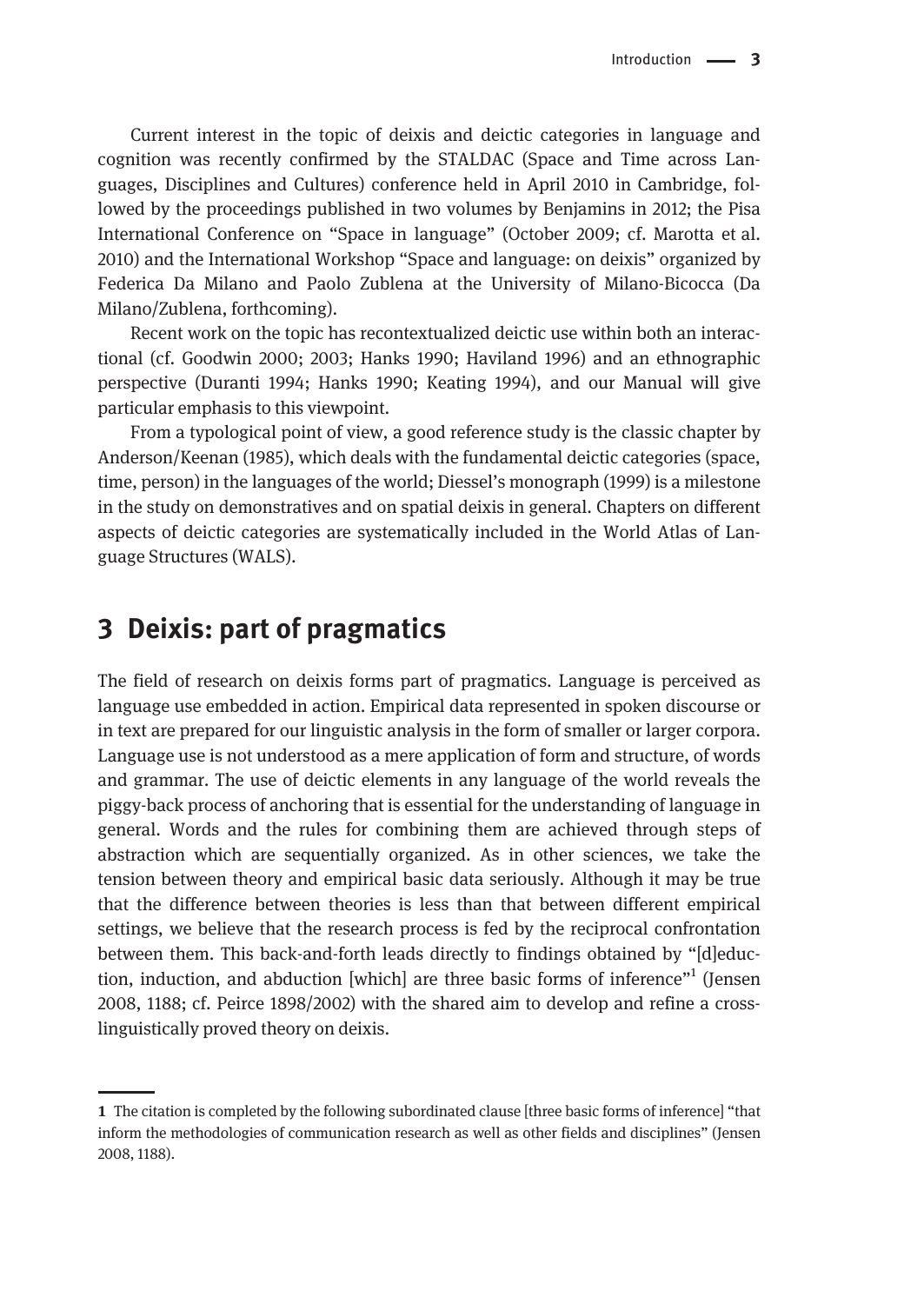Current interest in the topic of deixis and deictic categories in language and cognition was recently confirmed by the STALDAC (Space and Time across Languages, Disciplines and Cultures) conference held in April 2010 in Cambridge, followed by the proceedings published in two volumes by Benjamins in 2012; the Pisa International Conference on "Space in language" (October 2009; cf. Marotta et al. 2010) and the International Workshop "Space and language: on deixis" organized by Federica Da Milano and Paolo Zublena at the University of Milano-Bicocca (Da Milano/Zublena, forthcoming).

Recent work on the topic has recontextualized deictic use within both an interactional (cf. Goodwin 2000; 2003; Hanks 1990; Haviland 1996) and an ethnographic perspective (Duranti 1994; Hanks 1990; Keating 1994), and our Manual will give particular emphasis to this viewpoint.

From a typological point of view, a good reference study is the classic chapter by Anderson/Keenan (1985), which deals with the fundamental deictic categories (space, time, person) in the languages of the world; Diessel's monograph (1999) is a milestone in the study on demonstratives and on spatial deixis in general. Chapters on different aspects of deictic categories are systematically included in the World Atlas of Language Structures (WALS).

## 3 Deixis: part of pragmatics

The field of research on deixis forms part of pragmatics. Language is perceived as language use embedded in action. Empirical data represented in spoken discourse or in text are prepared for our linguistic analysis in the form of smaller or larger corpora. Language use is not understood as a mere application of form and structure, of words and grammar. The use of deictic elements in any language of the world reveals the piggy-back process of anchoring that is essential for the understanding of language in general. Words and the rules for combining them are achieved through steps of abstraction which are sequentially organized. As in other sciences, we take the tension between theory and empirical basic data seriously. Although it may be true that the difference between theories is less than that between different empirical settings, we believe that the research process is fed by the reciprocal confrontation between them. This back-and-forth leads directly to findings obtained by "[d]eduction, induction, and abduction [which] are three basic forms of inference"[1] (Jensen 2008, 1188; cf. Peirce 1898/2002) with the shared aim to develop and refine a cross-linguistically proved theory on deixis.

---

**1** The citation is completed by the following subordinated clause [three basic forms of inference] "that inform the methodologies of communication research as well as other fields and disciplines" (Jensen 2008, 1188).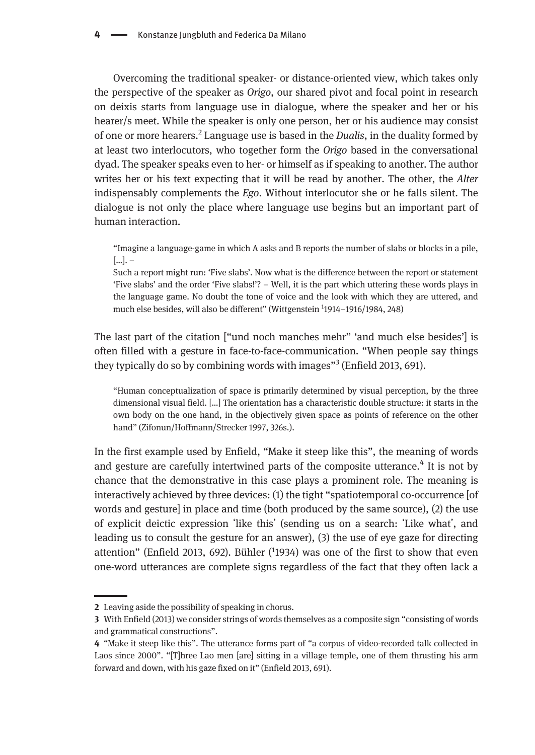Overcoming the traditional speaker- or distance-oriented view, which takes only the perspective of the speaker as *Origo*, our shared pivot and focal point in research on deixis starts from language use in dialogue, where the speaker and her or his hearer/s meet. While the speaker is only one person, her or his audience may consist of one or more hearers.[2] Language use is based in the *Dualis*, in the duality formed by at least two interlocutors, who together form the *Origo* based in the conversational dyad. The speaker speaks even to her- or himself as if speaking to another. The author writes her or his text expecting that it will be read by another. The other, the *Alter* indispensably complements the *Ego*. Without interlocutor she or he falls silent. The dialogue is not only the place where language use begins but an important part of human interaction.

> "Imagine a language-game in which A asks and B reports the number of slabs or blocks in a pile, [...]. –
> Such a report might run: 'Five slabs'. Now what is the difference between the report or statement 'Five slabs' and the order 'Five slabs!'? – Well, it is the part which uttering these words plays in the language game. No doubt the tone of voice and the look with which they are uttered, and much else besides, will also be different" (Wittgenstein [1]1914–1916/1984, 248)

The last part of the citation ["und noch manches mehr" 'and much else besides'] is often filled with a gesture in face-to-face-communication. "When people say things they typically do so by combining words with images"[3] (Enfield 2013, 691).

> "Human conceptualization of space is primarily determined by visual perception, by the three dimensional visual field. [...] The orientation has a characteristic double structure: it starts in the own body on the one hand, in the objectively given space as points of reference on the other hand" (Zifonun/Hoffmann/Strecker 1997, 326s.).

In the first example used by Enfield, "Make it steep like this", the meaning of words and gesture are carefully intertwined parts of the composite utterance.[4] It is not by chance that the demonstrative in this case plays a prominent role. The meaning is interactively achieved by three devices: (1) the tight "spatiotemporal co-occurrence [of words and gesture] in place and time (both produced by the same source), (2) the use of explicit deictic expression 'like this' (sending us on a search: 'Like what', and leading us to consult the gesture for an answer), (3) the use of eye gaze for directing attention" (Enfield 2013, 692). Bühler ([1]1934) was one of the first to show that even one-word utterances are complete signs regardless of the fact that they often lack a

---

**2** Leaving aside the possibility of speaking in chorus.

**3** With Enfield (2013) we consider strings of words themselves as a composite sign "consisting of words and grammatical constructions".

**4** "Make it steep like this". The utterance forms part of "a corpus of video-recorded talk collected in Laos since 2000". "[T]hree Lao men [are] sitting in a village temple, one of them thrusting his arm forward and down, with his gaze fixed on it" (Enfield 2013, 691).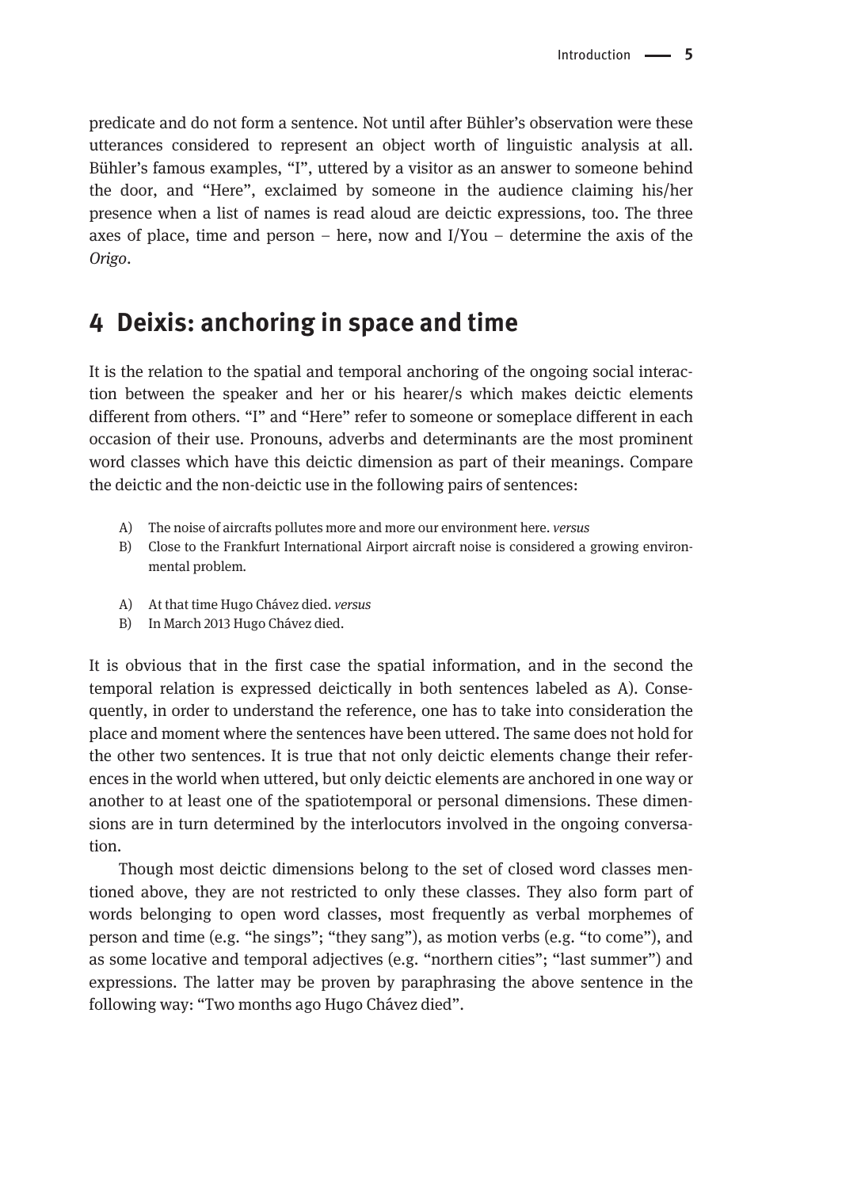predicate and do not form a sentence. Not until after Bühler's observation were these utterances considered to represent an object worth of linguistic analysis at all. Bühler's famous examples, "I", uttered by a visitor as an answer to someone behind the door, and "Here", exclaimed by someone in the audience claiming his/her presence when a list of names is read aloud are deictic expressions, too. The three axes of place, time and person – here, now and I/You – determine the axis of the *Origo*.

## 4 Deixis: anchoring in space and time

It is the relation to the spatial and temporal anchoring of the ongoing social interaction between the speaker and her or his hearer/s which makes deictic elements different from others. "I" and "Here" refer to someone or someplace different in each occasion of their use. Pronouns, adverbs and determinants are the most prominent word classes which have this deictic dimension as part of their meanings. Compare the deictic and the non-deictic use in the following pairs of sentences:

A) The noise of aircrafts pollutes more and more our environment here. *versus*
B) Close to the Frankfurt International Airport aircraft noise is considered a growing environmental problem.

A) At that time Hugo Chávez died. *versus*
B) In March 2013 Hugo Chávez died.

It is obvious that in the first case the spatial information, and in the second the temporal relation is expressed deictically in both sentences labeled as A). Consequently, in order to understand the reference, one has to take into consideration the place and moment where the sentences have been uttered. The same does not hold for the other two sentences. It is true that not only deictic elements change their references in the world when uttered, but only deictic elements are anchored in one way or another to at least one of the spatiotemporal or personal dimensions. These dimensions are in turn determined by the interlocutors involved in the ongoing conversation.

Though most deictic dimensions belong to the set of closed word classes mentioned above, they are not restricted to only these classes. They also form part of words belonging to open word classes, most frequently as verbal morphemes of person and time (e.g. "he sings"; "they sang"), as motion verbs (e.g. "to come"), and as some locative and temporal adjectives (e.g. "northern cities"; "last summer") and expressions. The latter may be proven by paraphrasing the above sentence in the following way: "Two months ago Hugo Chávez died".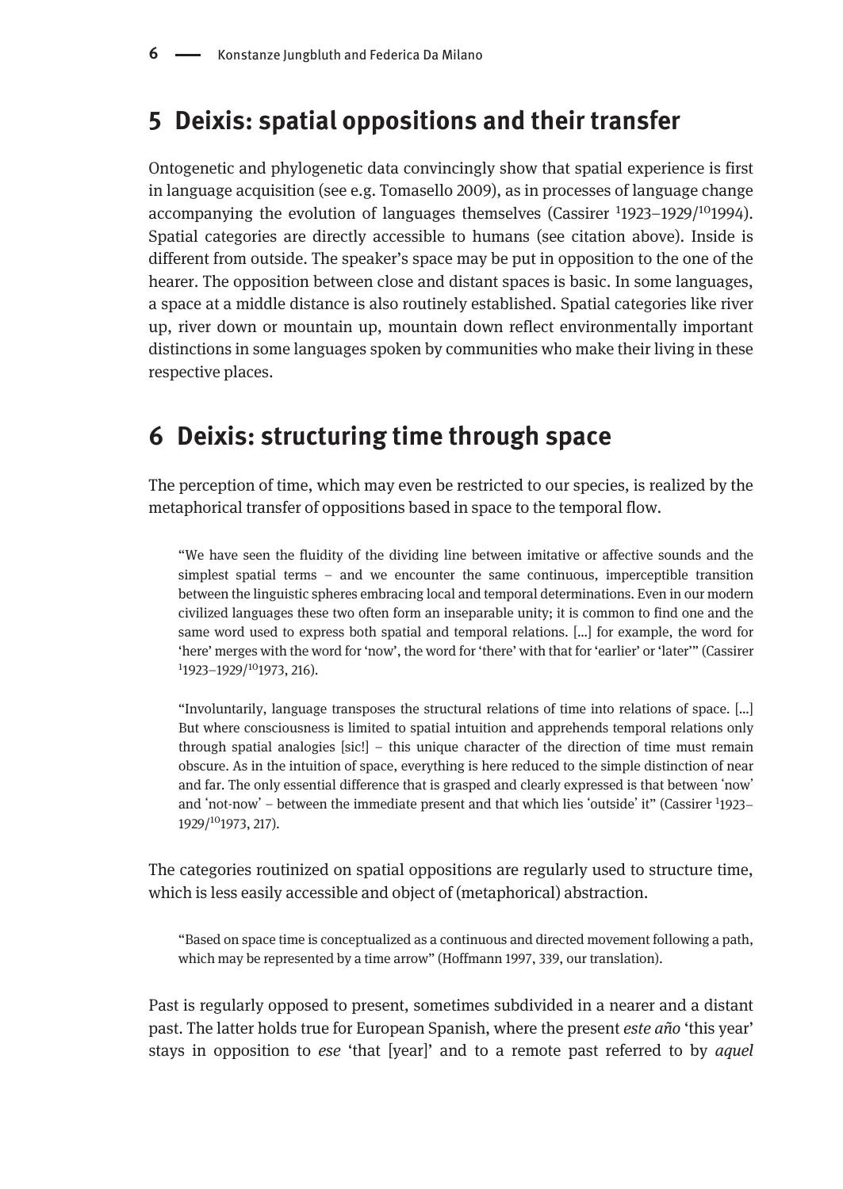## 5 Deixis: spatial oppositions and their transfer

Ontogenetic and phylogenetic data convincingly show that spatial experience is first in language acquisition (see e.g. Tomasello 2009), as in processes of language change accompanying the evolution of languages themselves (Cassirer [1]1923–1929/[10]1994). Spatial categories are directly accessible to humans (see citation above). Inside is different from outside. The speaker's space may be put in opposition to the one of the hearer. The opposition between close and distant spaces is basic. In some languages, a space at a middle distance is also routinely established. Spatial categories like river up, river down or mountain up, mountain down reflect environmentally important distinctions in some languages spoken by communities who make their living in these respective places.

## 6 Deixis: structuring time through space

The perception of time, which may even be restricted to our species, is realized by the metaphorical transfer of oppositions based in space to the temporal flow.

> "We have seen the fluidity of the dividing line between imitative or affective sounds and the simplest spatial terms – and we encounter the same continuous, imperceptible transition between the linguistic spheres embracing local and temporal determinations. Even in our modern civilized languages these two often form an inseparable unity; it is common to find one and the same word used to express both spatial and temporal relations. [...] for example, the word for 'here' merges with the word for 'now', the word for 'there' with that for 'earlier' or 'later'" (Cassirer [1]1923–1929/[10]1973, 216).

> "Involuntarily, language transposes the structural relations of time into relations of space. [...] But where consciousness is limited to spatial intuition and apprehends temporal relations only through spatial analogies [sic!] – this unique character of the direction of time must remain obscure. As in the intuition of space, everything is here reduced to the simple distinction of near and far. The only essential difference that is grasped and clearly expressed is that between 'now' and 'not-now' – between the immediate present and that which lies 'outside' it" (Cassirer [1]1923–1929/[10]1973, 217).

The categories routinized on spatial oppositions are regularly used to structure time, which is less easily accessible and object of (metaphorical) abstraction.

> "Based on space time is conceptualized as a continuous and directed movement following a path, which may be represented by a time arrow" (Hoffmann 1997, 339, our translation).

Past is regularly opposed to present, sometimes subdivided in a nearer and a distant past. The latter holds true for European Spanish, where the present *este año* 'this year' stays in opposition to *ese* 'that [year]' and to a remote past referred to by *aquel*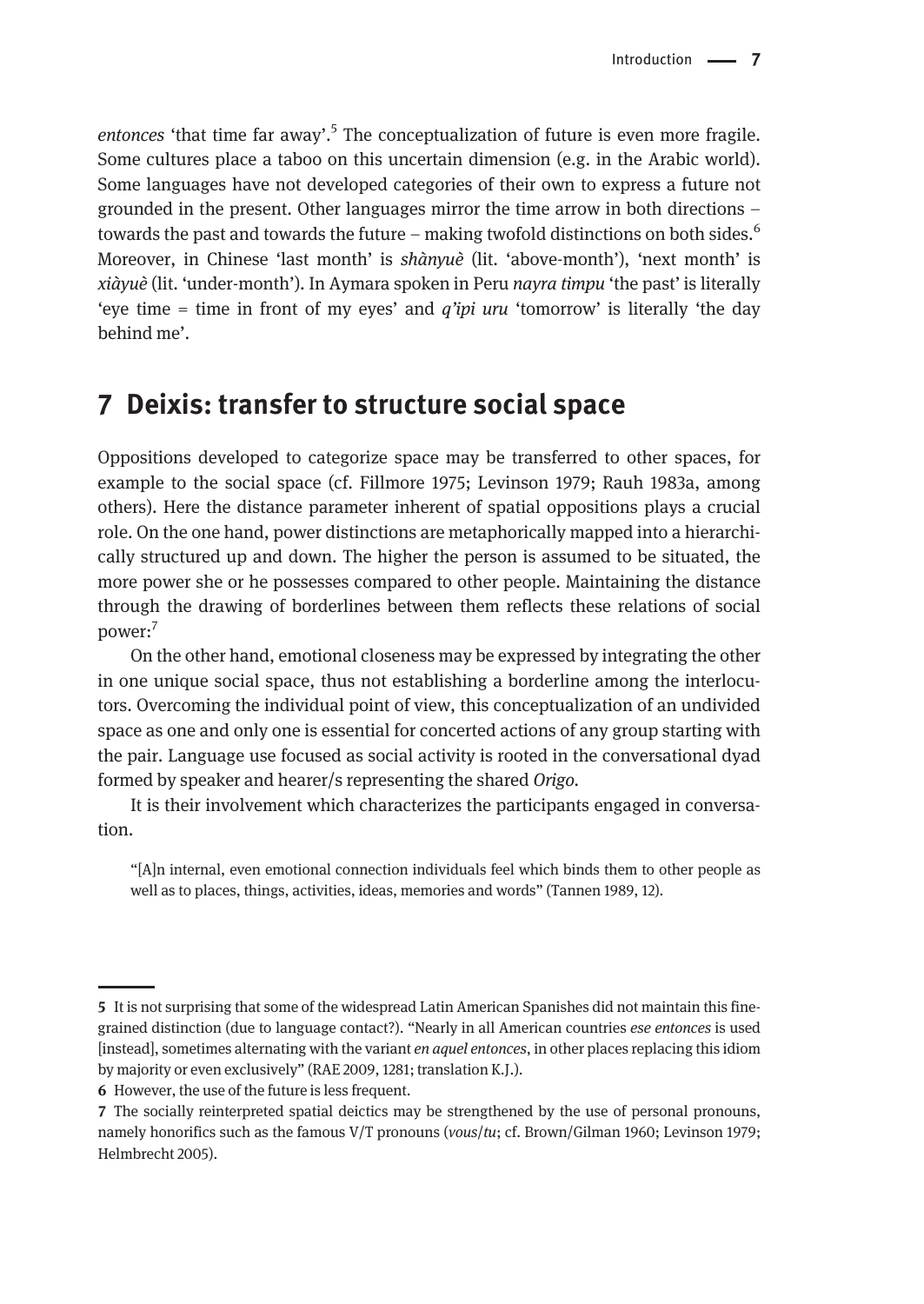*entonces* 'that time far away'.[5] The conceptualization of future is even more fragile. Some cultures place a taboo on this uncertain dimension (e.g. in the Arabic world). Some languages have not developed categories of their own to express a future not grounded in the present. Other languages mirror the time arrow in both directions – towards the past and towards the future – making twofold distinctions on both sides.[6] Moreover, in Chinese 'last month' is *shànyuè* (lit. 'above-month'), 'next month' is *xiàyuè* (lit. 'under-month'). In Aymara spoken in Peru *nayra timpu* 'the past' is literally 'eye time = time in front of my eyes' and *q'ipi uru* 'tomorrow' is literally 'the day behind me'.

## 7 Deixis: transfer to structure social space

Oppositions developed to categorize space may be transferred to other spaces, for example to the social space (cf. Fillmore 1975; Levinson 1979; Rauh 1983a, among others). Here the distance parameter inherent of spatial oppositions plays a crucial role. On the one hand, power distinctions are metaphorically mapped into a hierarchically structured up and down. The higher the person is assumed to be situated, the more power she or he possesses compared to other people. Maintaining the distance through the drawing of borderlines between them reflects these relations of social power:[7]

On the other hand, emotional closeness may be expressed by integrating the other in one unique social space, thus not establishing a borderline among the interlocutors. Overcoming the individual point of view, this conceptualization of an undivided space as one and only one is essential for concerted actions of any group starting with the pair. Language use focused as social activity is rooted in the conversational dyad formed by speaker and hearer/s representing the shared *Origo*.

It is their involvement which characterizes the participants engaged in conversation.

> "[A]n internal, even emotional connection individuals feel which binds them to other people as well as to places, things, activities, ideas, memories and words" (Tannen 1989, 12).

---

5 It is not surprising that some of the widespread Latin American Spanishes did not maintain this fine-grained distinction (due to language contact?). "Nearly in all American countries *ese entonces* is used [instead], sometimes alternating with the variant *en aquel entonces*, in other places replacing this idiom by majority or even exclusively" (RAE 2009, 1281; translation K.J.).

6 However, the use of the future is less frequent.

7 The socially reinterpreted spatial deictics may be strengthened by the use of personal pronouns, namely honorifics such as the famous V/T pronouns (*vous*/*tu*; cf. Brown/Gilman 1960; Levinson 1979; Helmbrecht 2005).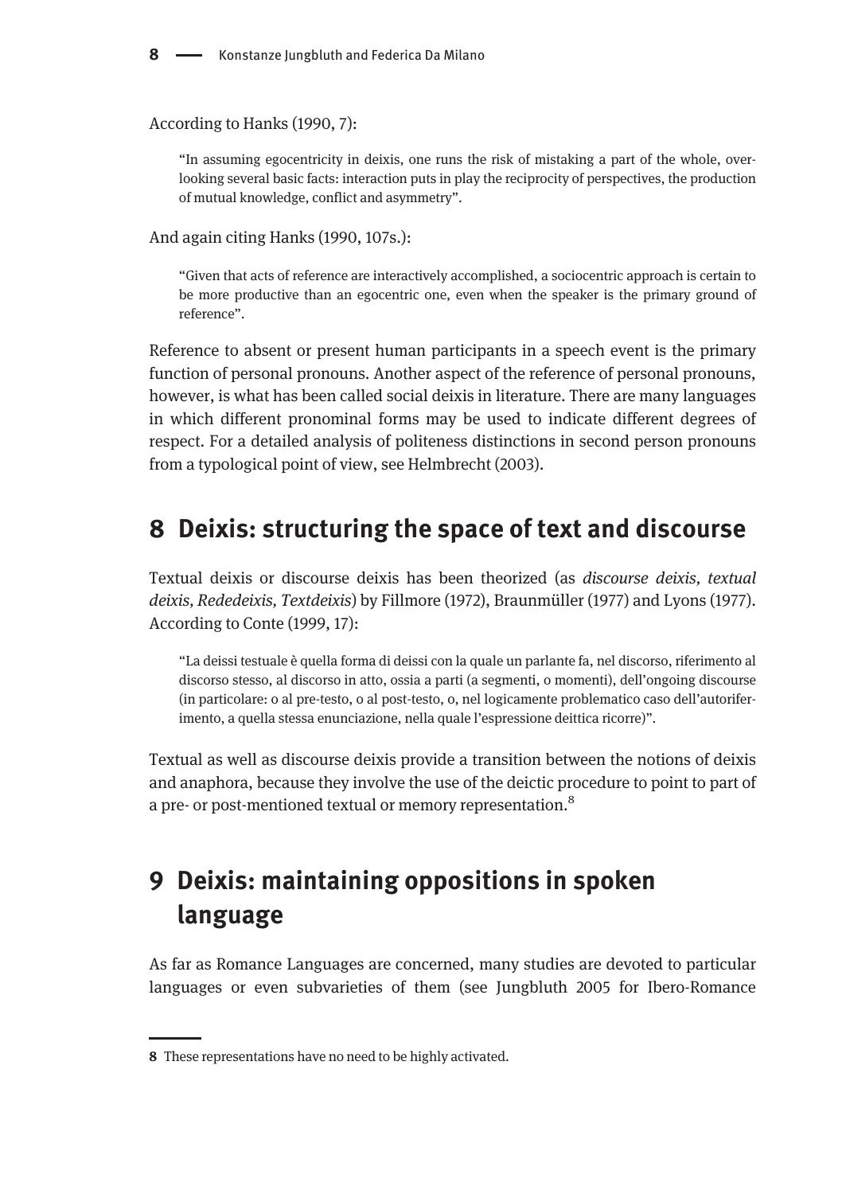According to Hanks (1990, 7):

> "In assuming egocentricity in deixis, one runs the risk of mistaking a part of the whole, overlooking several basic facts: interaction puts in play the reciprocity of perspectives, the production of mutual knowledge, conflict and asymmetry".

And again citing Hanks (1990, 107s.):

> "Given that acts of reference are interactively accomplished, a sociocentric approach is certain to be more productive than an egocentric one, even when the speaker is the primary ground of reference".

Reference to absent or present human participants in a speech event is the primary function of personal pronouns. Another aspect of the reference of personal pronouns, however, is what has been called social deixis in literature. There are many languages in which different pronominal forms may be used to indicate different degrees of respect. For a detailed analysis of politeness distinctions in second person pronouns from a typological point of view, see Helmbrecht (2003).

## 8 Deixis: structuring the space of text and discourse

Textual deixis or discourse deixis has been theorized (as *discourse deixis, textual deixis, Rededeixis, Textdeixis*) by Fillmore (1972), Braunmüller (1977) and Lyons (1977). According to Conte (1999, 17):

> "La deissi testuale è quella forma di deissi con la quale un parlante fa, nel discorso, riferimento al discorso stesso, al discorso in atto, ossia a parti (a segmenti, o momenti), dell'ongoing discourse (in particolare: o al pre-testo, o al post-testo, o, nel logicamente problematico caso dell'autoriferimento, a quella stessa enunciazione, nella quale l'espressione deittica ricorre)".

Textual as well as discourse deixis provide a transition between the notions of deixis and anaphora, because they involve the use of the deictic procedure to point to part of a pre- or post-mentioned textual or memory representation.[8]

## 9 Deixis: maintaining oppositions in spoken language

As far as Romance Languages are concerned, many studies are devoted to particular languages or even subvarieties of them (see Jungbluth 2005 for Ibero-Romance

---

8 These representations have no need to be highly activated.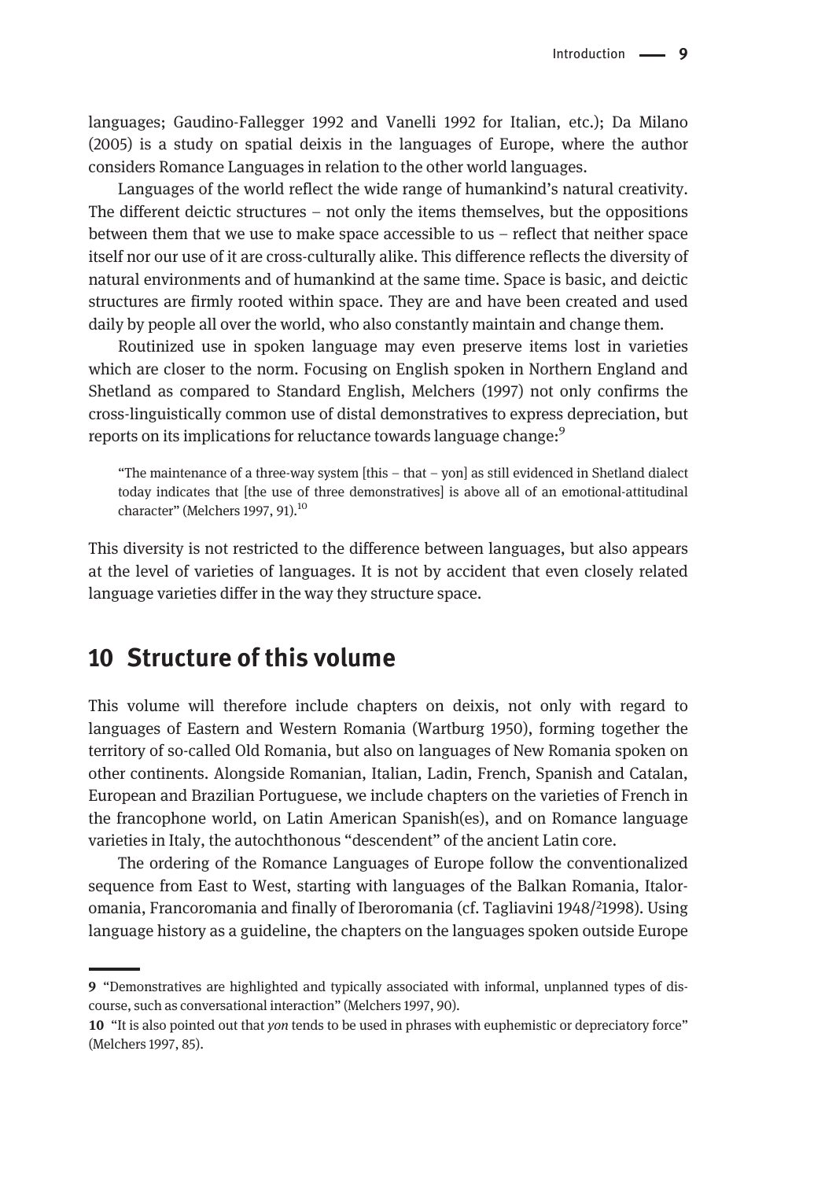languages; Gaudino-Fallegger 1992 and Vanelli 1992 for Italian, etc.); Da Milano (2005) is a study on spatial deixis in the languages of Europe, where the author considers Romance Languages in relation to the other world languages.

Languages of the world reflect the wide range of humankind's natural creativity. The different deictic structures – not only the items themselves, but the oppositions between them that we use to make space accessible to us – reflect that neither space itself nor our use of it are cross-culturally alike. This difference reflects the diversity of natural environments and of humankind at the same time. Space is basic, and deictic structures are firmly rooted within space. They are and have been created and used daily by people all over the world, who also constantly maintain and change them.

Routinized use in spoken language may even preserve items lost in varieties which are closer to the norm. Focusing on English spoken in Northern England and Shetland as compared to Standard English, Melchers (1997) not only confirms the cross-linguistically common use of distal demonstratives to express depreciation, but reports on its implications for reluctance towards language change:[9]

> "The maintenance of a three-way system [this – that – yon] as still evidenced in Shetland dialect today indicates that [the use of three demonstratives] is above all of an emotional-attitudinal character" (Melchers 1997, 91).[10]

This diversity is not restricted to the difference between languages, but also appears at the level of varieties of languages. It is not by accident that even closely related language varieties differ in the way they structure space.

## 10 Structure of this volume

This volume will therefore include chapters on deixis, not only with regard to languages of Eastern and Western Romania (Wartburg 1950), forming together the territory of so-called Old Romania, but also on languages of New Romania spoken on other continents. Alongside Romanian, Italian, Ladin, French, Spanish and Catalan, European and Brazilian Portuguese, we include chapters on the varieties of French in the francophone world, on Latin American Spanish(es), and on Romance language varieties in Italy, the autochthonous "descendent" of the ancient Latin core.

The ordering of the Romance Languages of Europe follow the conventionalized sequence from East to West, starting with languages of the Balkan Romania, Italoromania, Francoromania and finally of Iberoromania (cf. Tagliavini 1948/[2]1998). Using language history as a guideline, the chapters on the languages spoken outside Europe

---

**9** "Demonstratives are highlighted and typically associated with informal, unplanned types of discourse, such as conversational interaction" (Melchers 1997, 90).

**10** "It is also pointed out that *yon* tends to be used in phrases with euphemistic or depreciatory force" (Melchers 1997, 85).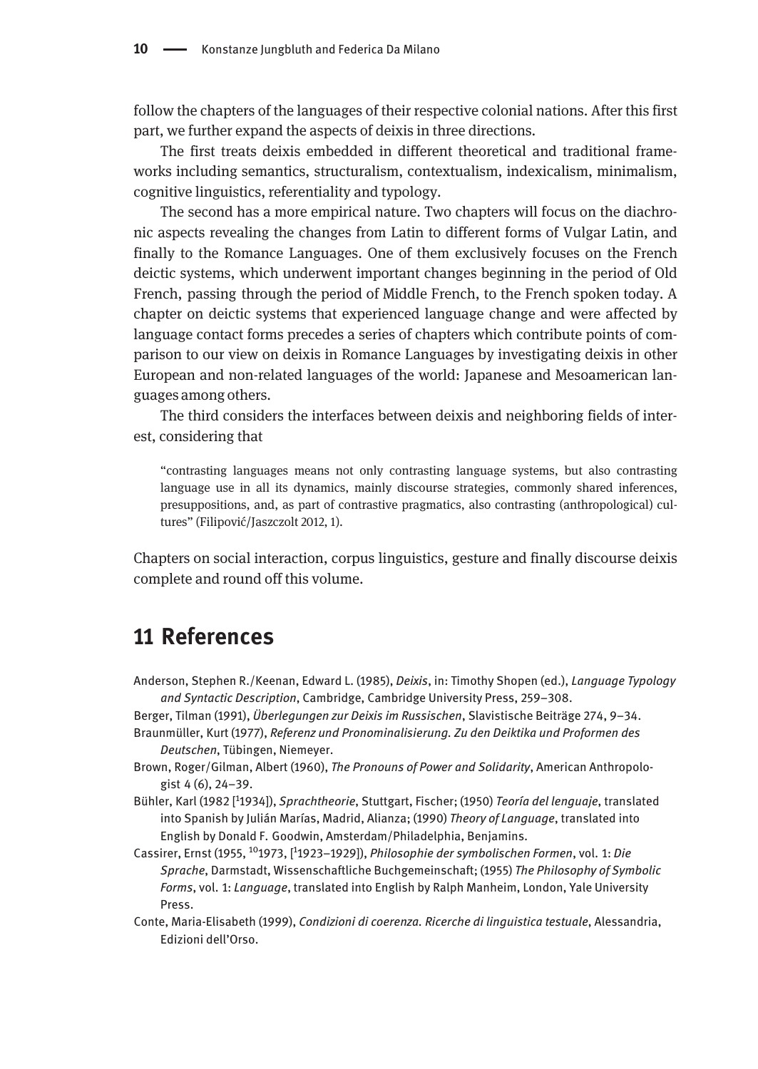follow the chapters of the languages of their respective colonial nations. After this first part, we further expand the aspects of deixis in three directions.

The first treats deixis embedded in different theoretical and traditional frameworks including semantics, structuralism, contextualism, indexicalism, minimalism, cognitive linguistics, referentiality and typology.

The second has a more empirical nature. Two chapters will focus on the diachronic aspects revealing the changes from Latin to different forms of Vulgar Latin, and finally to the Romance Languages. One of them exclusively focuses on the French deictic systems, which underwent important changes beginning in the period of Old French, passing through the period of Middle French, to the French spoken today. A chapter on deictic systems that experienced language change and were affected by language contact forms precedes a series of chapters which contribute points of comparison to our view on deixis in Romance Languages by investigating deixis in other European and non-related languages of the world: Japanese and Mesoamerican languages among others.

The third considers the interfaces between deixis and neighboring fields of interest, considering that

> "contrasting languages means not only contrasting language systems, but also contrasting language use in all its dynamics, mainly discourse strategies, commonly shared inferences, presuppositions, and, as part of contrastive pragmatics, also contrasting (anthropological) cultures" (Filipović/Jaszczolt 2012, 1).

Chapters on social interaction, corpus linguistics, gesture and finally discourse deixis complete and round off this volume.

# 11 References

Anderson, Stephen R./Keenan, Edward L. (1985), *Deixis*, in: Timothy Shopen (ed.), *Language Typology and Syntactic Description*, Cambridge, Cambridge University Press, 259–308.

Berger, Tilman (1991), *Überlegungen zur Deixis im Russischen*, Slavistische Beiträge 274, 9–34.

Braunmüller, Kurt (1977), *Referenz und Pronominalisierung. Zu den Deiktika und Proformen des Deutschen*, Tübingen, Niemeyer.

Brown, Roger/Gilman, Albert (1960), *The Pronouns of Power and Solidarity*, American Anthropologist 4 (6), 24–39.

Bühler, Karl (1982 [[1]1934]), *Sprachtheorie*, Stuttgart, Fischer; (1950) *Teoría del lenguaje*, translated into Spanish by Julián Marías, Madrid, Alianza; (1990) *Theory of Language*, translated into English by Donald F. Goodwin, Amsterdam/Philadelphia, Benjamins.

Cassirer, Ernst (1955, [10]1973, [[1]1923–1929]), *Philosophie der symbolischen Formen*, vol. 1: *Die Sprache*, Darmstadt, Wissenschaftliche Buchgemeinschaft; (1955) *The Philosophy of Symbolic Forms*, vol. 1: *Language*, translated into English by Ralph Manheim, London, Yale University Press.

Conte, Maria-Elisabeth (1999), *Condizioni di coerenza. Ricerche di linguistica testuale*, Alessandria, Edizioni dell'Orso.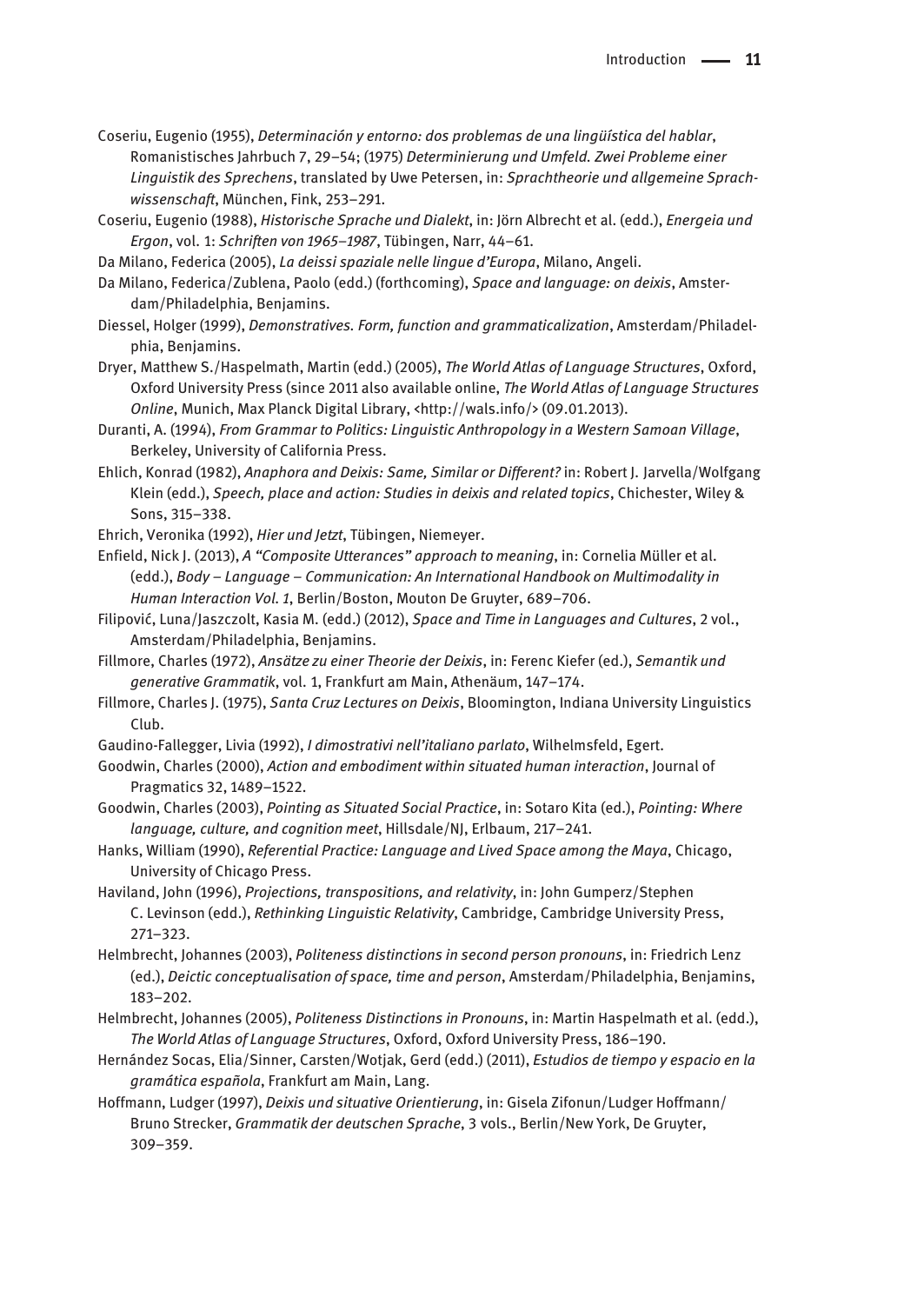Coseriu, Eugenio (1955), *Determinación y entorno: dos problemas de una lingüística del hablar*, Romanistisches Jahrbuch 7, 29–54; (1975) *Determinierung und Umfeld. Zwei Probleme einer Linguistik des Sprechens*, translated by Uwe Petersen, in: *Sprachtheorie und allgemeine Sprachwissenschaft*, München, Fink, 253–291.

Coseriu, Eugenio (1988), *Historische Sprache und Dialekt*, in: Jörn Albrecht et al. (edd.), *Energeia und Ergon*, vol. 1: *Schriften von 1965–1987*, Tübingen, Narr, 44–61.

Da Milano, Federica (2005), *La deissi spaziale nelle lingue d'Europa*, Milano, Angeli.

Da Milano, Federica/Zublena, Paolo (edd.) (forthcoming), *Space and language: on deixis*, Amsterdam/Philadelphia, Benjamins.

Diessel, Holger (1999), *Demonstratives. Form, function and grammaticalization*, Amsterdam/Philadelphia, Benjamins.

Dryer, Matthew S./Haspelmath, Martin (edd.) (2005), *The World Atlas of Language Structures*, Oxford, Oxford University Press (since 2011 also available online, *The World Atlas of Language Structures Online*, Munich, Max Planck Digital Library, <http://wals.info/> (09.01.2013).

Duranti, A. (1994), *From Grammar to Politics: Linguistic Anthropology in a Western Samoan Village*, Berkeley, University of California Press.

Ehlich, Konrad (1982), *Anaphora and Deixis: Same, Similar or Different?* in: Robert J. Jarvella/Wolfgang Klein (edd.), *Speech, place and action: Studies in deixis and related topics*, Chichester, Wiley & Sons, 315–338.

Ehrich, Veronika (1992), *Hier und Jetzt*, Tübingen, Niemeyer.

Enfield, Nick J. (2013), *A "Composite Utterances" approach to meaning*, in: Cornelia Müller et al. (edd.), *Body – Language – Communication: An International Handbook on Multimodality in Human Interaction Vol. 1*, Berlin/Boston, Mouton De Gruyter, 689–706.

Filipović, Luna/Jaszczolt, Kasia M. (edd.) (2012), *Space and Time in Languages and Cultures*, 2 vol., Amsterdam/Philadelphia, Benjamins.

Fillmore, Charles (1972), *Ansätze zu einer Theorie der Deixis*, in: Ferenc Kiefer (ed.), *Semantik und generative Grammatik*, vol. 1, Frankfurt am Main, Athenäum, 147–174.

Fillmore, Charles J. (1975), *Santa Cruz Lectures on Deixis*, Bloomington, Indiana University Linguistics Club.

Gaudino-Fallegger, Livia (1992), *I dimostrativi nell'italiano parlato*, Wilhelmsfeld, Egert.

Goodwin, Charles (2000), *Action and embodiment within situated human interaction*, Journal of Pragmatics 32, 1489–1522.

Goodwin, Charles (2003), *Pointing as Situated Social Practice*, in: Sotaro Kita (ed.), *Pointing: Where language, culture, and cognition meet*, Hillsdale/NJ, Erlbaum, 217–241.

Hanks, William (1990), *Referential Practice: Language and Lived Space among the Maya*, Chicago, University of Chicago Press.

Haviland, John (1996), *Projections, transpositions, and relativity*, in: John Gumperz/Stephen C. Levinson (edd.), *Rethinking Linguistic Relativity*, Cambridge, Cambridge University Press, 271–323.

Helmbrecht, Johannes (2003), *Politeness distinctions in second person pronouns*, in: Friedrich Lenz (ed.), *Deictic conceptualisation of space, time and person*, Amsterdam/Philadelphia, Benjamins, 183–202.

Helmbrecht, Johannes (2005), *Politeness Distinctions in Pronouns*, in: Martin Haspelmath et al. (edd.), *The World Atlas of Language Structures*, Oxford, Oxford University Press, 186–190.

Hernández Socas, Elia/Sinner, Carsten/Wotjak, Gerd (edd.) (2011), *Estudios de tiempo y espacio en la gramática española*, Frankfurt am Main, Lang.

Hoffmann, Ludger (1997), *Deixis und situative Orientierung*, in: Gisela Zifonun/Ludger Hoffmann/Bruno Strecker, *Grammatik der deutschen Sprache*, 3 vols., Berlin/New York, De Gruyter, 309–359.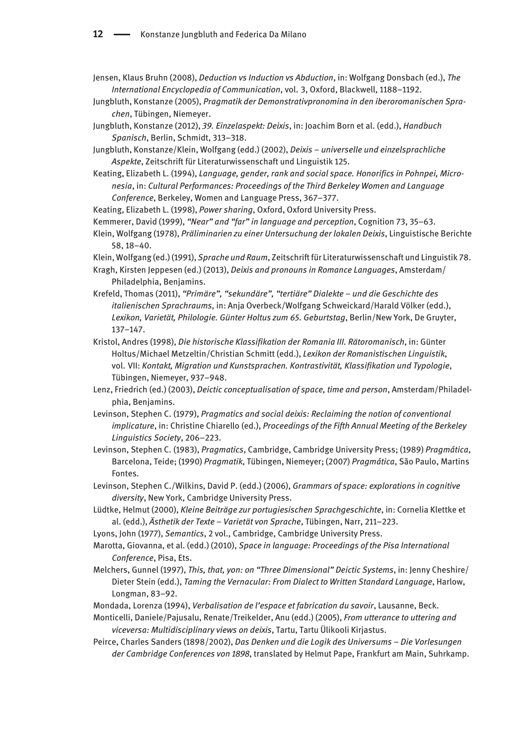Jensen, Klaus Bruhn (2008), *Deduction vs Induction vs Abduction*, in: Wolfgang Donsbach (ed.), *The International Encyclopedia of Communication*, vol. 3, Oxford, Blackwell, 1188–1192.

Jungbluth, Konstanze (2005), *Pragmatik der Demonstrativpronomina in den iberoromanischen Sprachen*, Tübingen, Niemeyer.

Jungbluth, Konstanze (2012), *39. Einzelaspekt: Deixis*, in: Joachim Born et al. (edd.), *Handbuch Spanisch*, Berlin, Schmidt, 313–318.

Jungbluth, Konstanze/Klein, Wolfgang (edd.) (2002), *Deixis – universelle und einzelsprachliche Aspekte*, Zeitschrift für Literaturwissenschaft und Linguistik 125.

Keating, Elizabeth L. (1994), *Language, gender, rank and social space. Honorifics in Pohnpei, Micronesia*, in: *Cultural Performances: Proceedings of the Third Berkeley Women and Language Conference*, Berkeley, Women and Language Press, 367–377.

Keating, Elizabeth L. (1998), *Power sharing*, Oxford, Oxford University Press.

Kemmerer, David (1999), *"Near" and "far" in language and perception*, Cognition 73, 35–63.

Klein, Wolfgang (1978), *Präliminarien zu einer Untersuchung der lokalen Deixis*, Linguistische Berichte 58, 18–40.

Klein, Wolfgang (ed.) (1991), *Sprache und Raum*, Zeitschrift für Literaturwissenschaft und Linguistik 78.

Kragh, Kirsten Jeppesen (ed.) (2013), *Deixis and pronouns in Romance Languages*, Amsterdam/Philadelphia, Benjamins.

Krefeld, Thomas (2011), *"Primäre", "sekundäre", "tertiäre" Dialekte – und die Geschichte des italienischen Sprachraums*, in: Anja Overbeck/Wolfgang Schweickard/Harald Völker (edd.), *Lexikon, Varietät, Philologie. Günter Holtus zum 65. Geburtstag*, Berlin/New York, De Gruyter, 137–147.

Kristol, Andres (1998), *Die historische Klassifikation der Romania III. Rätoromanisch*, in: Günter Holtus/Michael Metzeltin/Christian Schmitt (edd.), *Lexikon der Romanistischen Linguistik*, vol. VII: *Kontakt, Migration und Kunstsprachen. Kontrastivität, Klassifikation und Typologie*, Tübingen, Niemeyer, 937–948.

Lenz, Friedrich (ed.) (2003), *Deictic conceptualisation of space, time and person*, Amsterdam/Philadelphia, Benjamins.

Levinson, Stephen C. (1979), *Pragmatics and social deixis: Reclaiming the notion of conventional implicature*, in: Christine Chiarello (ed.), *Proceedings of the Fifth Annual Meeting of the Berkeley Linguistics Society*, 206–223.

Levinson, Stephen C. (1983), *Pragmatics*, Cambridge, Cambridge University Press; (1989) *Pragmática*, Barcelona, Teide; (1990) *Pragmatik*, Tübingen, Niemeyer; (2007) *Pragmática*, São Paulo, Martins Fontes.

Levinson, Stephen C./Wilkins, David P. (edd.) (2006), *Grammars of space: explorations in cognitive diversity*, New York, Cambridge University Press.

Lüdtke, Helmut (2000), *Kleine Beiträge zur portugiesischen Sprachgeschichte*, in: Cornelia Klettke et al. (edd.), *Ästhetik der Texte – Varietät von Sprache*, Tübingen, Narr, 211–223.

Lyons, John (1977), *Semantics*, 2 vol., Cambridge, Cambridge University Press.

Marotta, Giovanna, et al. (edd.) (2010), *Space in language: Proceedings of the Pisa International Conference*, Pisa, Ets.

Melchers, Gunnel (1997), *This, that, yon: on "Three Dimensional" Deictic Systems*, in: Jenny Cheshire/Dieter Stein (edd.), *Taming the Vernacular: From Dialect to Written Standard Language*, Harlow, Longman, 83–92.

Mondada, Lorenza (1994), *Verbalisation de l'espace et fabrication du savoir*, Lausanne, Beck.

Monticelli, Daniele/Pajusalu, Renate/Treikelder, Anu (edd.) (2005), *From utterance to uttering and viceversa: Multidisciplinary views on deixis*, Tartu, Tartu Ülikooli Kirjastus.

Peirce, Charles Sanders (1898/2002), *Das Denken und die Logik des Universums – Die Vorlesungen der Cambridge Conferences von 1898*, translated by Helmut Pape, Frankfurt am Main, Suhrkamp.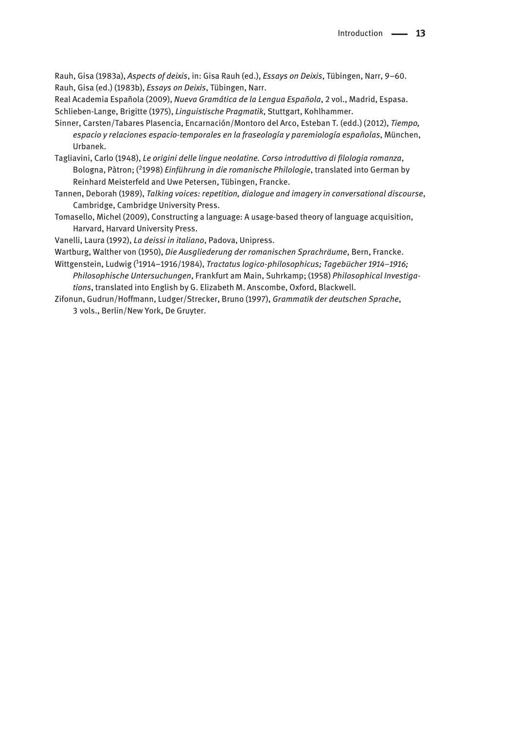Rauh, Gisa (1983a), *Aspects of deixis*, in: Gisa Rauh (ed.), *Essays on Deixis*, Tübingen, Narr, 9–60.

Rauh, Gisa (ed.) (1983b), *Essays on Deixis*, Tübingen, Narr.

Real Academia Española (2009), *Nueva Gramática de la Lengua Española*, 2 vol., Madrid, Espasa.

Schlieben-Lange, Brigitte (1975), *Linguistische Pragmatik*, Stuttgart, Kohlhammer.

Sinner, Carsten/Tabares Plasencia, Encarnación/Montoro del Arco, Esteban T. (edd.) (2012), *Tiempo, espacio y relaciones espacio-temporales en la fraseología y paremiología españolas*, München, Urbanek.

Tagliavini, Carlo (1948), *Le origini delle lingue neolatine. Corso introduttivo di filologia romanza*, Bologna, Pàtron; ([2]1998) *Einführung in die romanische Philologie*, translated into German by Reinhard Meisterfeld and Uwe Petersen, Tübingen, Francke.

Tannen, Deborah (1989), *Talking voices: repetition, dialogue and imagery in conversational discourse*, Cambridge, Cambridge University Press.

Tomasello, Michel (2009), Constructing a language: A usage-based theory of language acquisition, Harvard, Harvard University Press.

Vanelli, Laura (1992), *La deissi in italiano*, Padova, Unipress.

Wartburg, Walther von (1950), *Die Ausgliederung der romanischen Sprachräume*, Bern, Francke.

Wittgenstein, Ludwig ([1]1914–1916/1984), *Tractatus logico-philosophicus; Tagebücher 1914–1916; Philosophische Untersuchungen*, Frankfurt am Main, Suhrkamp; (1958) *Philosophical Investigations*, translated into English by G. Elizabeth M. Anscombe, Oxford, Blackwell.

Zifonun, Gudrun/Hoffmann, Ludger/Strecker, Bruno (1997), *Grammatik der deutschen Sprache*, 3 vols., Berlin/New York, De Gruyter.